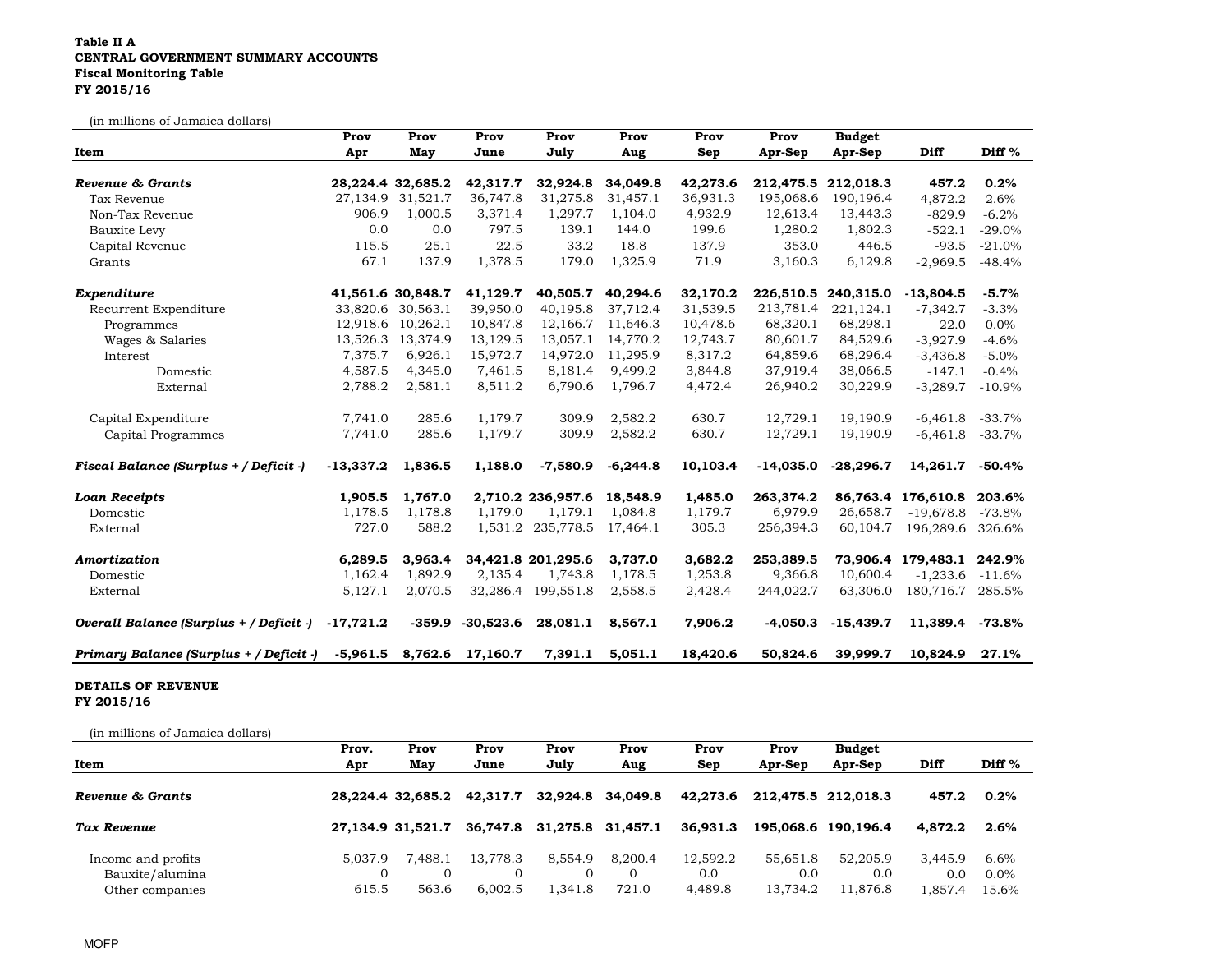**Table II A**
**CENTRAL GOVERNMENT SUMMARY ACCOUNTS**
**Fiscal Monitoring Table**
**FY 2015/16**

(in millions of Jamaica dollars)

| Item | Prov Apr | Prov May | Prov June | Prov July | Prov Aug | Prov Sep | Prov Apr-Sep | Budget Apr-Sep | Diff | Diff % |
|---|---|---|---|---|---|---|---|---|---|---|
| ***Revenue & Grants*** | **28,224.4** | **32,685.2** | **42,317.7** | **32,924.8** | **34,049.8** | **42,273.6** | **212,475.5** | **212,018.3** | **457.2** | **0.2%** |
| Tax Revenue | 27,134.9 | 31,521.7 | 36,747.8 | 31,275.8 | 31,457.1 | 36,931.3 | 195,068.6 | 190,196.4 | 4,872.2 | 2.6% |
| Non-Tax Revenue | 906.9 | 1,000.5 | 3,371.4 | 1,297.7 | 1,104.0 | 4,932.9 | 12,613.4 | 13,443.3 | -829.9 | -6.2% |
| Bauxite Levy | 0.0 | 0.0 | 797.5 | 139.1 | 144.0 | 199.6 | 1,280.2 | 1,802.3 | -522.1 | -29.0% |
| Capital Revenue | 115.5 | 25.1 | 22.5 | 33.2 | 18.8 | 137.9 | 353.0 | 446.5 | -93.5 | -21.0% |
| Grants | 67.1 | 137.9 | 1,378.5 | 179.0 | 1,325.9 | 71.9 | 3,160.3 | 6,129.8 | -2,969.5 | -48.4% |
| ***Expenditure*** | **41,561.6** | **30,848.7** | **41,129.7** | **40,505.7** | **40,294.6** | **32,170.2** | **226,510.5** | **240,315.0** | **-13,804.5** | **-5.7%** |
| Recurrent Expenditure | 33,820.6 | 30,563.1 | 39,950.0 | 40,195.8 | 37,712.4 | 31,539.5 | 213,781.4 | 221,124.1 | -7,342.7 | -3.3% |
| Programmes | 12,918.6 | 10,262.1 | 10,847.8 | 12,166.7 | 11,646.3 | 10,478.6 | 68,320.1 | 68,298.1 | 22.0 | 0.0% |
| Wages & Salaries | 13,526.3 | 13,374.9 | 13,129.5 | 13,057.1 | 14,770.2 | 12,743.7 | 80,601.7 | 84,529.6 | -3,927.9 | -4.6% |
| Interest | 7,375.7 | 6,926.1 | 15,972.7 | 14,972.0 | 11,295.9 | 8,317.2 | 64,859.6 | 68,296.4 | -3,436.8 | -5.0% |
| Domestic | 4,587.5 | 4,345.0 | 7,461.5 | 8,181.4 | 9,499.2 | 3,844.8 | 37,919.4 | 38,066.5 | -147.1 | -0.4% |
| External | 2,788.2 | 2,581.1 | 8,511.2 | 6,790.6 | 1,796.7 | 4,472.4 | 26,940.2 | 30,229.9 | -3,289.7 | -10.9% |
| Capital Expenditure | 7,741.0 | 285.6 | 1,179.7 | 309.9 | 2,582.2 | 630.7 | 12,729.1 | 19,190.9 | -6,461.8 | -33.7% |
| Capital Programmes | 7,741.0 | 285.6 | 1,179.7 | 309.9 | 2,582.2 | 630.7 | 12,729.1 | 19,190.9 | -6,461.8 | -33.7% |
| ***Fiscal Balance (Surplus + / Deficit -)*** | **-13,337.2** | **1,836.5** | **1,188.0** | **-7,580.9** | **-6,244.8** | **10,103.4** | **-14,035.0** | **-28,296.7** | **14,261.7** | **-50.4%** |
| ***Loan Receipts*** | **1,905.5** | **1,767.0** | **2,710.2** | **236,957.6** | **18,548.9** | **1,485.0** | **263,374.2** | **86,763.4** | **176,610.8** | **203.6%** |
| Domestic | 1,178.5 | 1,178.8 | 1,179.0 | 1,179.1 | 1,084.8 | 1,179.7 | 6,979.9 | 26,658.7 | -19,678.8 | -73.8% |
| External | 727.0 | 588.2 | 1,531.2 | 235,778.5 | 17,464.1 | 305.3 | 256,394.3 | 60,104.7 | 196,289.6 | 326.6% |
| ***Amortization*** | **6,289.5** | **3,963.4** | **34,421.8** | **201,295.6** | **3,737.0** | **3,682.2** | **253,389.5** | **73,906.4** | **179,483.1** | **242.9%** |
| Domestic | 1,162.4 | 1,892.9 | 2,135.4 | 1,743.8 | 1,178.5 | 1,253.8 | 9,366.8 | 10,600.4 | -1,233.6 | -11.6% |
| External | 5,127.1 | 2,070.5 | 32,286.4 | 199,551.8 | 2,558.5 | 2,428.4 | 244,022.7 | 63,306.0 | 180,716.7 | 285.5% |
| ***Overall Balance (Surplus + / Deficit -)*** | **-17,721.2** | **-359.9** | **-30,523.6** | **28,081.1** | **8,567.1** | **7,906.2** | **-4,050.3** | **-15,439.7** | **11,389.4** | **-73.8%** |
| ***Primary Balance (Surplus + / Deficit -)*** | **-5,961.5** | **8,762.6** | **17,160.7** | **7,391.1** | **5,051.1** | **18,420.6** | **50,824.6** | **39,999.7** | **10,824.9** | **27.1%** |

**DETAILS OF REVENUE**
**FY 2015/16**

(in millions of Jamaica dollars)

| Item | Prov. Apr | Prov May | Prov June | Prov July | Prov Aug | Prov Sep | Prov Apr-Sep | Budget Apr-Sep | Diff | Diff % |
|---|---|---|---|---|---|---|---|---|---|---|
| ***Revenue & Grants*** | **28,224.4** | **32,685.2** | **42,317.7** | **32,924.8** | **34,049.8** | **42,273.6** | **212,475.5** | **212,018.3** | **457.2** | **0.2%** |
| ***Tax Revenue*** | **27,134.9** | **31,521.7** | **36,747.8** | **31,275.8** | **31,457.1** | **36,931.3** | **195,068.6** | **190,196.4** | **4,872.2** | **2.6%** |
| Income and profits | 5,037.9 | 7,488.1 | 13,778.3 | 8,554.9 | 8,200.4 | 12,592.2 | 55,651.8 | 52,205.9 | 3,445.9 | 6.6% |
| Bauxite/alumina | 0 | 0 | 0 | 0 | 0 | 0.0 | 0.0 | 0.0 | 0.0 | 0.0% |
| Other companies | 615.5 | 563.6 | 6,002.5 | 1,341.8 | 721.0 | 4,489.8 | 13,734.2 | 11,876.8 | 1,857.4 | 15.6% |

MOFP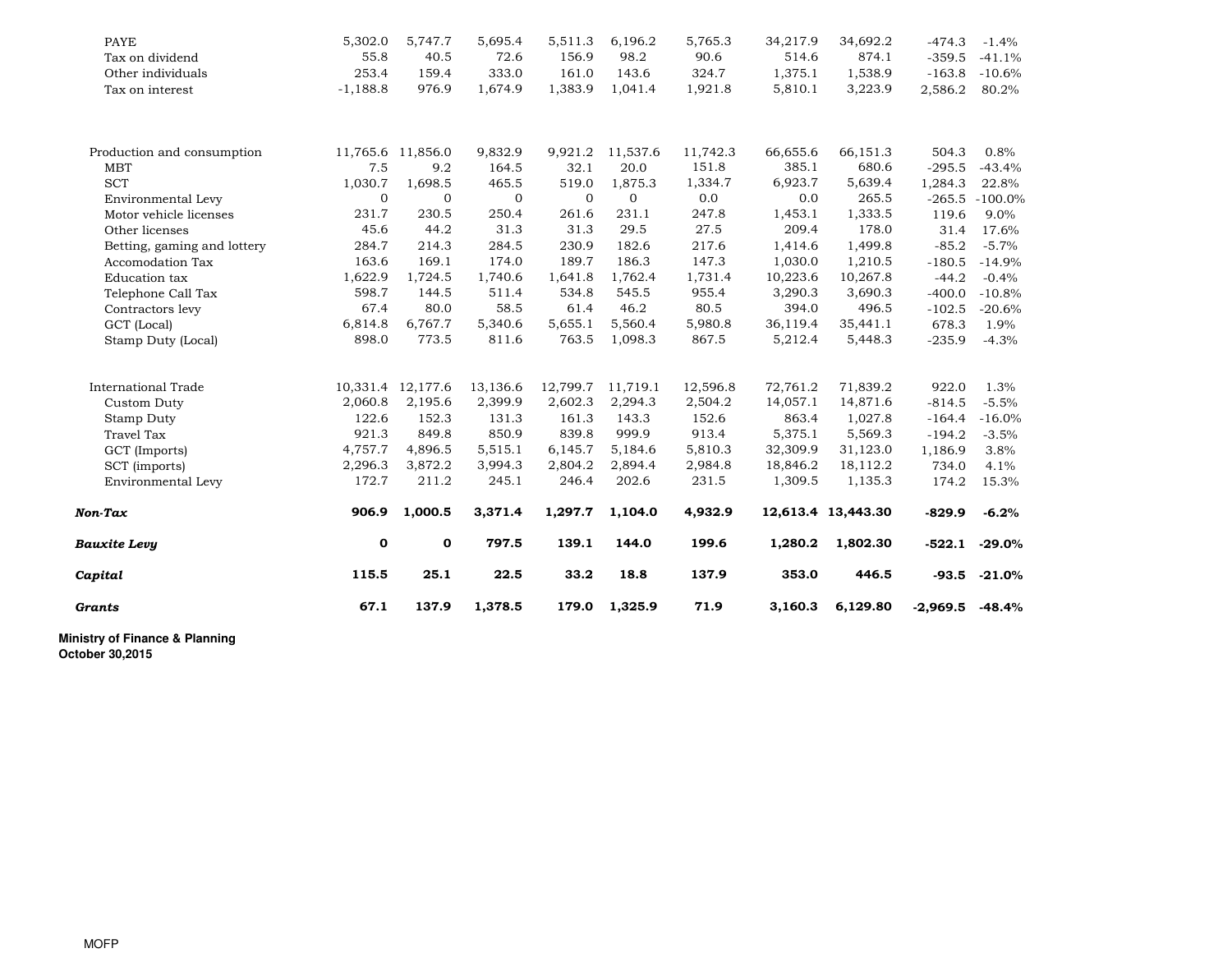| | | | | | | | | | | |
|---|---|---|---|---|---|---|---|---|---|---|
| PAYE | 5,302.0 | 5,747.7 | 5,695.4 | 5,511.3 | 6,196.2 | 5,765.3 | 34,217.9 | 34,692.2 | -474.3 | -1.4% |
| Tax on dividend | 55.8 | 40.5 | 72.6 | 156.9 | 98.2 | 90.6 | 514.6 | 874.1 | -359.5 | -41.1% |
| Other individuals | 253.4 | 159.4 | 333.0 | 161.0 | 143.6 | 324.7 | 1,375.1 | 1,538.9 | -163.8 | -10.6% |
| Tax on interest | -1,188.8 | 976.9 | 1,674.9 | 1,383.9 | 1,041.4 | 1,921.8 | 5,810.1 | 3,223.9 | 2,586.2 | 80.2% |
| | | | | | | | | | | |
| Production and consumption | 11,765.6 | 11,856.0 | 9,832.9 | 9,921.2 | 11,537.6 | 11,742.3 | 66,655.6 | 66,151.3 | 504.3 | 0.8% |
| MBT | 7.5 | 9.2 | 164.5 | 32.1 | 20.0 | 151.8 | 385.1 | 680.6 | -295.5 | -43.4% |
| SCT | 1,030.7 | 1,698.5 | 465.5 | 519.0 | 1,875.3 | 1,334.7 | 6,923.7 | 5,639.4 | 1,284.3 | 22.8% |
| Environmental Levy | 0 | 0 | 0 | 0 | 0 | 0.0 | 0.0 | 265.5 | -265.5 | -100.0% |
| Motor vehicle licenses | 231.7 | 230.5 | 250.4 | 261.6 | 231.1 | 247.8 | 1,453.1 | 1,333.5 | 119.6 | 9.0% |
| Other licenses | 45.6 | 44.2 | 31.3 | 31.3 | 29.5 | 27.5 | 209.4 | 178.0 | 31.4 | 17.6% |
| Betting, gaming and lottery | 284.7 | 214.3 | 284.5 | 230.9 | 182.6 | 217.6 | 1,414.6 | 1,499.8 | -85.2 | -5.7% |
| Accomodation Tax | 163.6 | 169.1 | 174.0 | 189.7 | 186.3 | 147.3 | 1,030.0 | 1,210.5 | -180.5 | -14.9% |
| Education tax | 1,622.9 | 1,724.5 | 1,740.6 | 1,641.8 | 1,762.4 | 1,731.4 | 10,223.6 | 10,267.8 | -44.2 | -0.4% |
| Telephone Call Tax | 598.7 | 144.5 | 511.4 | 534.8 | 545.5 | 955.4 | 3,290.3 | 3,690.3 | -400.0 | -10.8% |
| Contractors levy | 67.4 | 80.0 | 58.5 | 61.4 | 46.2 | 80.5 | 394.0 | 496.5 | -102.5 | -20.6% |
| GCT (Local) | 6,814.8 | 6,767.7 | 5,340.6 | 5,655.1 | 5,560.4 | 5,980.8 | 36,119.4 | 35,441.1 | 678.3 | 1.9% |
| Stamp Duty (Local) | 898.0 | 773.5 | 811.6 | 763.5 | 1,098.3 | 867.5 | 5,212.4 | 5,448.3 | -235.9 | -4.3% |
| | | | | | | | | | | |
| International Trade | 10,331.4 | 12,177.6 | 13,136.6 | 12,799.7 | 11,719.1 | 12,596.8 | 72,761.2 | 71,839.2 | 922.0 | 1.3% |
| Custom Duty | 2,060.8 | 2,195.6 | 2,399.9 | 2,602.3 | 2,294.3 | 2,504.2 | 14,057.1 | 14,871.6 | -814.5 | -5.5% |
| Stamp Duty | 122.6 | 152.3 | 131.3 | 161.3 | 143.3 | 152.6 | 863.4 | 1,027.8 | -164.4 | -16.0% |
| Travel Tax | 921.3 | 849.8 | 850.9 | 839.8 | 999.9 | 913.4 | 5,375.1 | 5,569.3 | -194.2 | -3.5% |
| GCT (Imports) | 4,757.7 | 4,896.5 | 5,515.1 | 6,145.7 | 5,184.6 | 5,810.3 | 32,309.9 | 31,123.0 | 1,186.9 | 3.8% |
| SCT (imports) | 2,296.3 | 3,872.2 | 3,994.3 | 2,804.2 | 2,894.4 | 2,984.8 | 18,846.2 | 18,112.2 | 734.0 | 4.1% |
| Environmental Levy | 172.7 | 211.2 | 245.1 | 246.4 | 202.6 | 231.5 | 1,309.5 | 1,135.3 | 174.2 | 15.3% |
| ***Non-Tax*** | **906.9** | **1,000.5** | **3,371.4** | **1,297.7** | **1,104.0** | **4,932.9** | **12,613.4** | **13,443.30** | **-829.9** | **-6.2%** |
| ***Bauxite Levy*** | **0** | **0** | **797.5** | **139.1** | **144.0** | **199.6** | **1,280.2** | **1,802.30** | **-522.1** | **-29.0%** |
| ***Capital*** | **115.5** | **25.1** | **22.5** | **33.2** | **18.8** | **137.9** | **353.0** | **446.5** | **-93.5** | **-21.0%** |
| ***Grants*** | **67.1** | **137.9** | **1,378.5** | **179.0** | **1,325.9** | **71.9** | **3,160.3** | **6,129.80** | **-2,969.5** | **-48.4%** |

**Ministry of Finance & Planning**
**October 30,2015**